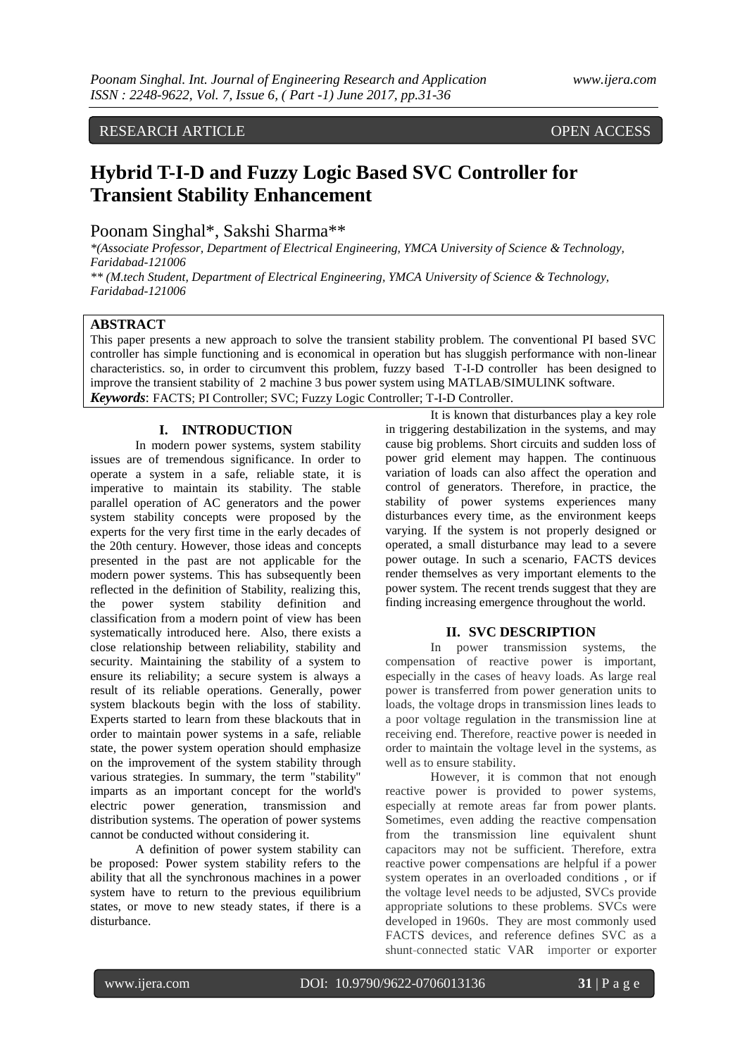RESEARCH ARTICLE OPEN ACCESS

# Hybrid T-I-D and Fuzzy Logic Based SVC Controller for Transient Stability Enhancement

Poonam Singhal*, Sakshi Sharma**

*(Associate Professor, Department of Electrical Engineering, YMCA University of Science & Technology, Faridabad-121006

** (M.tech Student, Department of Electrical Engineering, YMCA University of Science & Technology, Faridabad-121006

## ABSTRACT

This paper presents a new approach to solve the transient stability problem. The conventional PI based SVC controller has simple functioning and is economical in operation but has sluggish performance with non-linear characteristics. so, in order to circumvent this problem, fuzzy based T-I-D controller has been designed to improve the transient stability of 2 machine 3 bus power system using MATLAB/SIMULINK software.

***Keywords***: FACTS; PI Controller; SVC; Fuzzy Logic Controller; T-I-D Controller.

## I. INTRODUCTION

In modern power systems, system stability issues are of tremendous significance. In order to operate a system in a safe, reliable state, it is imperative to maintain its stability. The stable parallel operation of AC generators and the power system stability concepts were proposed by the experts for the very first time in the early decades of the 20th century. However, those ideas and concepts presented in the past are not applicable for the modern power systems. This has subsequently been reflected in the definition of Stability, realizing this, the power system stability definition and classification from a modern point of view has been systematically introduced here. Also, there exists a close relationship between reliability, stability and security. Maintaining the stability of a system to ensure its reliability; a secure system is always a result of its reliable operations. Generally, power system blackouts begin with the loss of stability. Experts started to learn from these blackouts that in order to maintain power systems in a safe, reliable state, the power system operation should emphasize on the improvement of the system stability through various strategies. In summary, the term "stability" imparts as an important concept for the world's electric power generation, transmission and distribution systems. The operation of power systems cannot be conducted without considering it.

A definition of power system stability can be proposed: Power system stability refers to the ability that all the synchronous machines in a power system have to return to the previous equilibrium states, or move to new steady states, if there is a disturbance.

It is known that disturbances play a key role in triggering destabilization in the systems, and may cause big problems. Short circuits and sudden loss of power grid element may happen. The continuous variation of loads can also affect the operation and control of generators. Therefore, in practice, the stability of power systems experiences many disturbances every time, as the environment keeps varying. If the system is not properly designed or operated, a small disturbance may lead to a severe power outage. In such a scenario, FACTS devices render themselves as very important elements to the power system. The recent trends suggest that they are finding increasing emergence throughout the world.

## II. SVC DESCRIPTION

In power transmission systems, the compensation of reactive power is important, especially in the cases of heavy loads. As large real power is transferred from power generation units to loads, the voltage drops in transmission lines leads to a poor voltage regulation in the transmission line at receiving end. Therefore, reactive power is needed in order to maintain the voltage level in the systems, as well as to ensure stability.

However, it is common that not enough reactive power is provided to power systems, especially at remote areas far from power plants. Sometimes, even adding the reactive compensation from the transmission line equivalent shunt capacitors may not be sufficient. Therefore, extra reactive power compensations are helpful if a power system operates in an overloaded conditions , or if the voltage level needs to be adjusted, SVCs provide appropriate solutions to these problems. SVCs were developed in 1960s. They are most commonly used FACTS devices, and reference defines SVC as a shunt-connected static VAR importer or exporter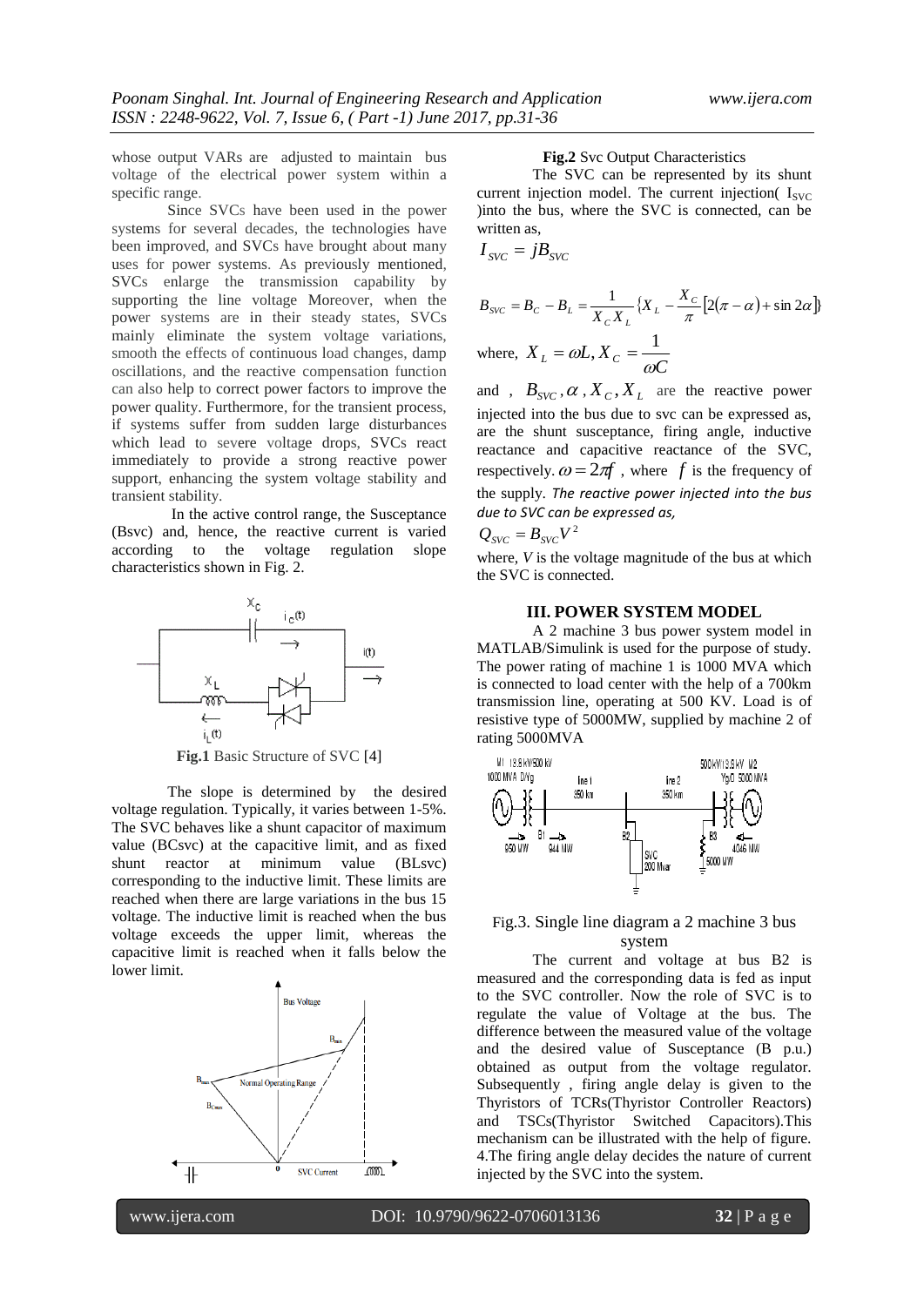whose output VARs are adjusted to maintain bus voltage of the electrical power system within a specific range.

Since SVCs have been used in the power systems for several decades, the technologies have been improved, and SVCs have brought about many uses for power systems. As previously mentioned, SVCs enlarge the transmission capability by supporting the line voltage Moreover, when the power systems are in their steady states, SVCs mainly eliminate the system voltage variations, smooth the effects of continuous load changes, damp oscillations, and the reactive compensation function can also help to correct power factors to improve the power quality. Furthermore, for the transient process, if systems suffer from sudden large disturbances which lead to severe voltage drops, SVCs react immediately to provide a strong reactive power support, enhancing the system voltage stability and transient stability.

In the active control range, the Susceptance (Bsvc) and, hence, the reactive current is varied according to the voltage regulation slope characteristics shown in Fig. 2.

**Fig.1** Basic Structure of SVC [4]

The slope is determined by the desired voltage regulation. Typically, it varies between 1-5%. The SVC behaves like a shunt capacitor of maximum value (BCsvc) at the capacitive limit, and as fixed shunt reactor at minimum value (BLsvc) corresponding to the inductive limit. These limits are reached when there are large variations in the bus 15 voltage. The inductive limit is reached when the bus voltage exceeds the upper limit, whereas the capacitive limit is reached when it falls below the lower limit.

**Fig.2** Svc Output Characteristics

The SVC can be represented by its shunt current injection model. The current injection( $I_{SVC}$ )into the bus, where the SVC is connected, can be written as,

$$I_{SVC} = jB_{SVC}$$

$$B_{SVC} = B_C - B_L = \frac{1}{X_C X_L}\left\{X_L - \frac{X_C}{\pi}\left[2(\pi-\alpha)+\sin 2\alpha\right]\right\}$$

where, $X_L = \omega L, X_C = \dfrac{1}{\omega C}$

and , $B_{SVC}, \alpha, X_C, X_L$ are the reactive power injected into the bus due to svc can be expressed as, are the shunt susceptance, firing angle, inductive reactance and capacitive reactance of the SVC, respectively. $\omega = 2\pi f$ , where $f$ is the frequency of the supply. *The reactive power injected into the bus due to SVC can be expressed as,*

$$Q_{SVC} = B_{SVC} V^2$$

where, *V* is the voltage magnitude of the bus at which the SVC is connected.

## III. POWER SYSTEM MODEL

A 2 machine 3 bus power system model in MATLAB/Simulink is used for the purpose of study. The power rating of machine 1 is 1000 MVA which is connected to load center with the help of a 700km transmission line, operating at 500 KV. Load is of resistive type of 5000MW, supplied by machine 2 of rating 5000MVA

Fig.3. Single line diagram a 2 machine 3 bus system

The current and voltage at bus B2 is measured and the corresponding data is fed as input to the SVC controller. Now the role of SVC is to regulate the value of Voltage at the bus. The difference between the measured value of the voltage and the desired value of Susceptance (B p.u.) obtained as output from the voltage regulator. Subsequently , firing angle delay is given to the Thyristors of TCRs(Thyristor Controller Reactors) and TSCs(Thyristor Switched Capacitors).This mechanism can be illustrated with the help of figure. 4.The firing angle delay decides the nature of current injected by the SVC into the system.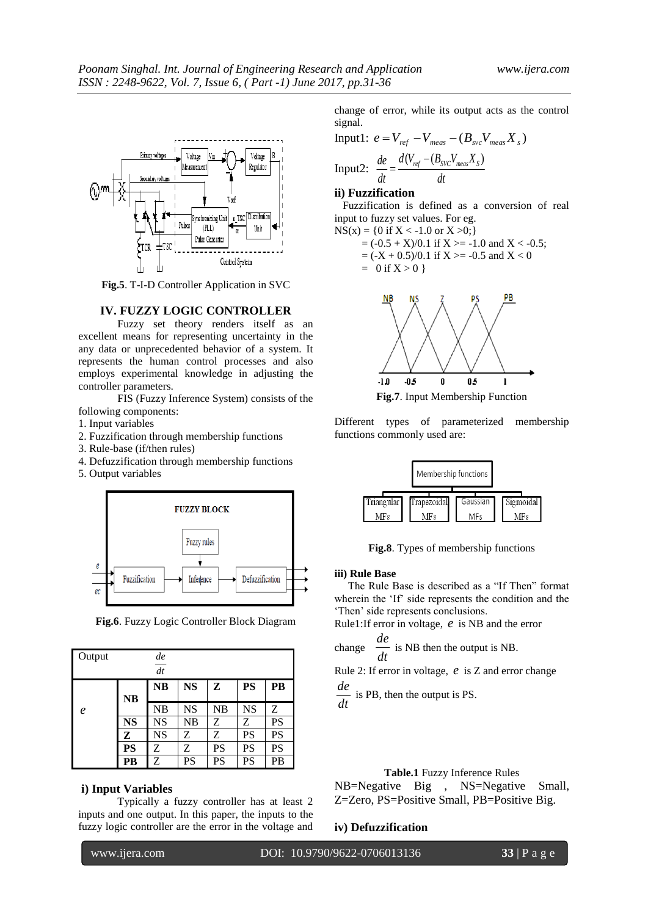**Fig.5**. T-I-D Controller Application in SVC

## IV. FUZZY LOGIC CONTROLLER

Fuzzy set theory renders itself as an excellent means for representing uncertainty in the any data or unprecedented behavior of a system. It represents the human control processes and also employs experimental knowledge in adjusting the controller parameters.

FIS (Fuzzy Inference System) consists of the following components:

1. Input variables
2. Fuzzification through membership functions
3. Rule-base (if/then rules)
4. Defuzzification through membership functions
5. Output variables

**Fig.6**. Fuzzy Logic Controller Block Diagram

| Output | | $\frac{de}{dt}$ | | | | |
|---|---|---|---|---|---|---|
| | | **NB** | **NS** | **Z** | **PS** | **PB** |
| $e$ | **NB** | NB | NS | NB | NS | Z |
| | **NS** | NS | NB | Z | Z | PS |
| | **Z** | NS | Z | Z | PS | PS |
| | **PS** | Z | Z | PS | PS | PS |
| | **PB** | Z | PS | PS | PS | PB |

**Table.1** Fuzzy Inference Rules

NB=Negative Big , NS=Negative Small, Z=Zero, PS=Positive Small, PB=Positive Big.

### i) Input Variables

Typically a fuzzy controller has at least 2 inputs and one output. In this paper, the inputs to the fuzzy logic controller are the error in the voltage and change of error, while its output acts as the control signal.

Input1: $e = V_{ref} - V_{meas} - (B_{svc}V_{meas}X_s)$

Input2: $\frac{de}{dt} = \frac{d(V_{ref} - (B_{SVC}V_{meas}X_S)}{dt}$

### ii) Fuzzification

Fuzzification is defined as a conversion of real input to fuzzy set values. For eg.

NS(x) = {0 if X < -1.0 or X >0;}
= (-0.5 + X)/0.1 if X >= -1.0 and X < -0.5;
= (-X + 0.5)/0.1 if X >= -0.5 and X < 0
= 0 if X > 0 }

**Fig.7**. Input Membership Function

Different types of parameterized membership functions commonly used are:

**Fig.8**. Types of membership functions

### iii) Rule Base

The Rule Base is described as a "If Then" format wherein the 'If' side represents the condition and the 'Then' side represents conclusions.

Rule1:If error in voltage, $e$ is NB and the error change $\frac{de}{dt}$ is NB then the output is NB.

Rule 2: If error in voltage, $e$ is Z and error change $\frac{de}{dt}$ is PB, then the output is PS.

### iv) Defuzzification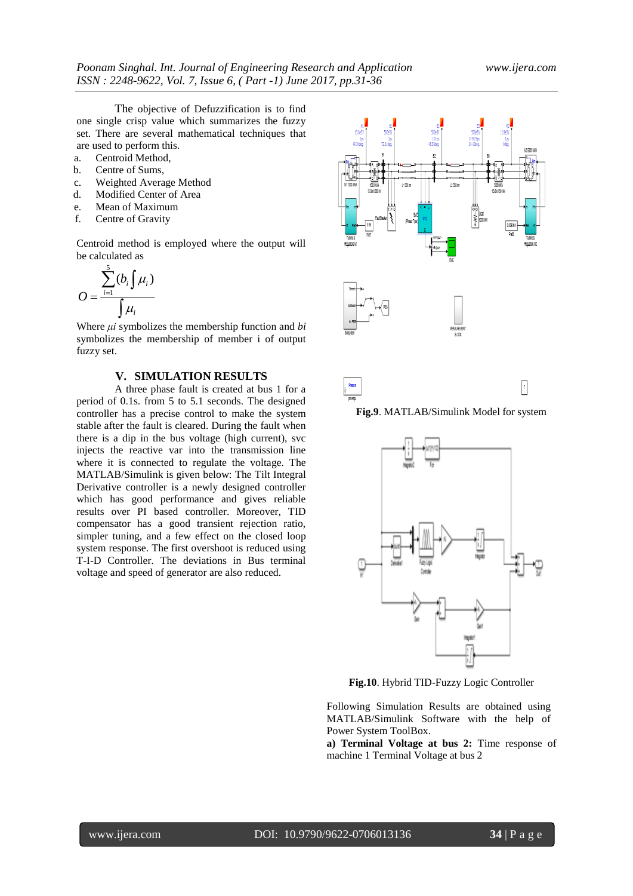The objective of Defuzzification is to find one single crisp value which summarizes the fuzzy set. There are several mathematical techniques that are used to perform this.

a. Centroid Method,
b. Centre of Sums,
c. Weighted Average Method
d. Modified Center of Area
e. Mean of Maximum
f. Centre of Gravity

Centroid method is employed where the output will be calculated as

$$O = \frac{\sum_{i=1}^{5}(b_i \int \mu_i)}{\int \mu_i}$$

Where $\mu i$ symbolizes the membership function and *bi* symbolizes the membership of member i of output fuzzy set.

## V. SIMULATION RESULTS

A three phase fault is created at bus 1 for a period of 0.1s. from 5 to 5.1 seconds. The designed controller has a precise control to make the system stable after the fault is cleared. During the fault when there is a dip in the bus voltage (high current), svc injects the reactive var into the transmission line where it is connected to regulate the voltage. The MATLAB/Simulink is given below: The Tilt Integral Derivative controller is a newly designed controller which has good performance and gives reliable results over PI based controller. Moreover, TID compensator has a good transient rejection ratio, simpler tuning, and a few effect on the closed loop system response. The first overshoot is reduced using T-I-D Controller. The deviations in Bus terminal voltage and speed of generator are also reduced.

**Fig.9**. MATLAB/Simulink Model for system

**Fig.10**. Hybrid TID-Fuzzy Logic Controller

Following Simulation Results are obtained using MATLAB/Simulink Software with the help of Power System ToolBox.

**a) Terminal Voltage at bus 2:** Time response of machine 1 Terminal Voltage at bus 2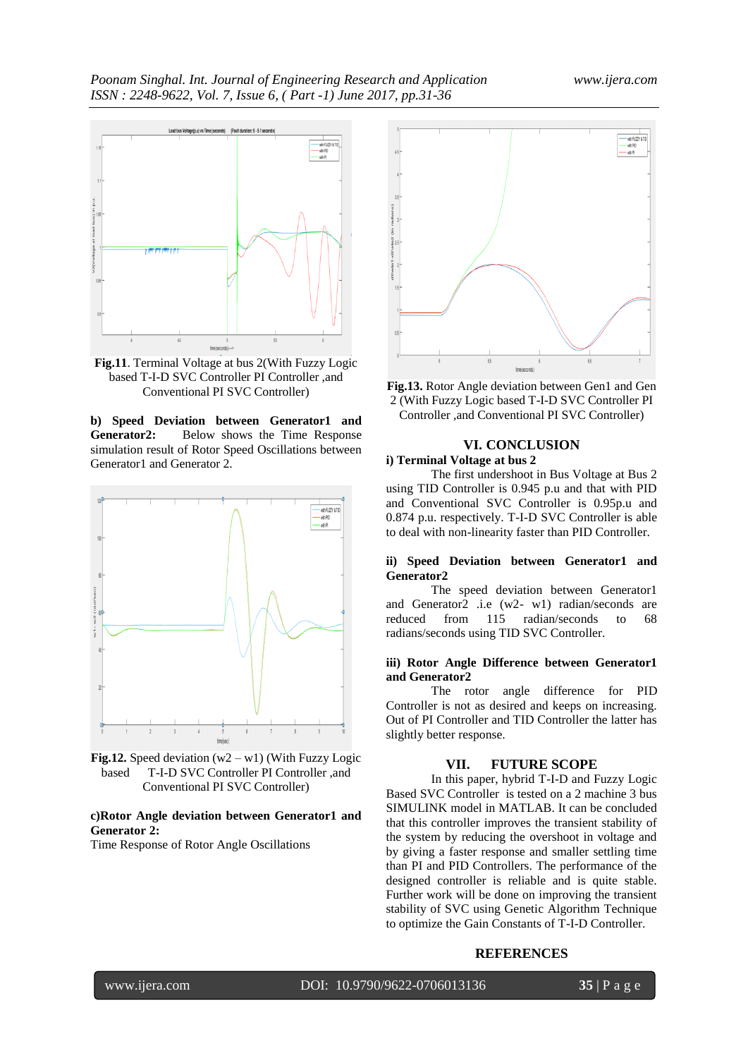**Fig.11**. Terminal Voltage at bus 2(With Fuzzy Logic based T-I-D SVC Controller PI Controller ,and Conventional PI SVC Controller)

**b) Speed Deviation between Generator1 and Generator2:** Below shows the Time Response simulation result of Rotor Speed Oscillations between Generator1 and Generator 2.

**Fig.12.** Speed deviation (w2 – w1) (With Fuzzy Logic based T-I-D SVC Controller PI Controller ,and Conventional PI SVC Controller)

**c)Rotor Angle deviation between Generator1 and Generator 2:**

Time Response of Rotor Angle Oscillations

**Fig.13.** Rotor Angle deviation between Gen1 and Gen 2 (With Fuzzy Logic based T-I-D SVC Controller PI Controller ,and Conventional PI SVC Controller)

## VI. CONCLUSION

**i) Terminal Voltage at bus 2**

The first undershoot in Bus Voltage at Bus 2 using TID Controller is 0.945 p.u and that with PID and Conventional SVC Controller is 0.95p.u and 0.874 p.u. respectively. T-I-D SVC Controller is able to deal with non-linearity faster than PID Controller.

**ii) Speed Deviation between Generator1 and Generator2**

The speed deviation between Generator1 and Generator2 .i.e (w2- w1) radian/seconds are reduced from 115 radian/seconds to 68 radians/seconds using TID SVC Controller.

**iii) Rotor Angle Difference between Generator1 and Generator2**

The rotor angle difference for PID Controller is not as desired and keeps on increasing. Out of PI Controller and TID Controller the latter has slightly better response.

## VII. FUTURE SCOPE

In this paper, hybrid T-I-D and Fuzzy Logic Based SVC Controller is tested on a 2 machine 3 bus SIMULINK model in MATLAB. It can be concluded that this controller improves the transient stability of the system by reducing the overshoot in voltage and by giving a faster response and smaller settling time than PI and PID Controllers. The performance of the designed controller is reliable and is quite stable. Further work will be done on improving the transient stability of SVC using Genetic Algorithm Technique to optimize the Gain Constants of T-I-D Controller.

## REFERENCES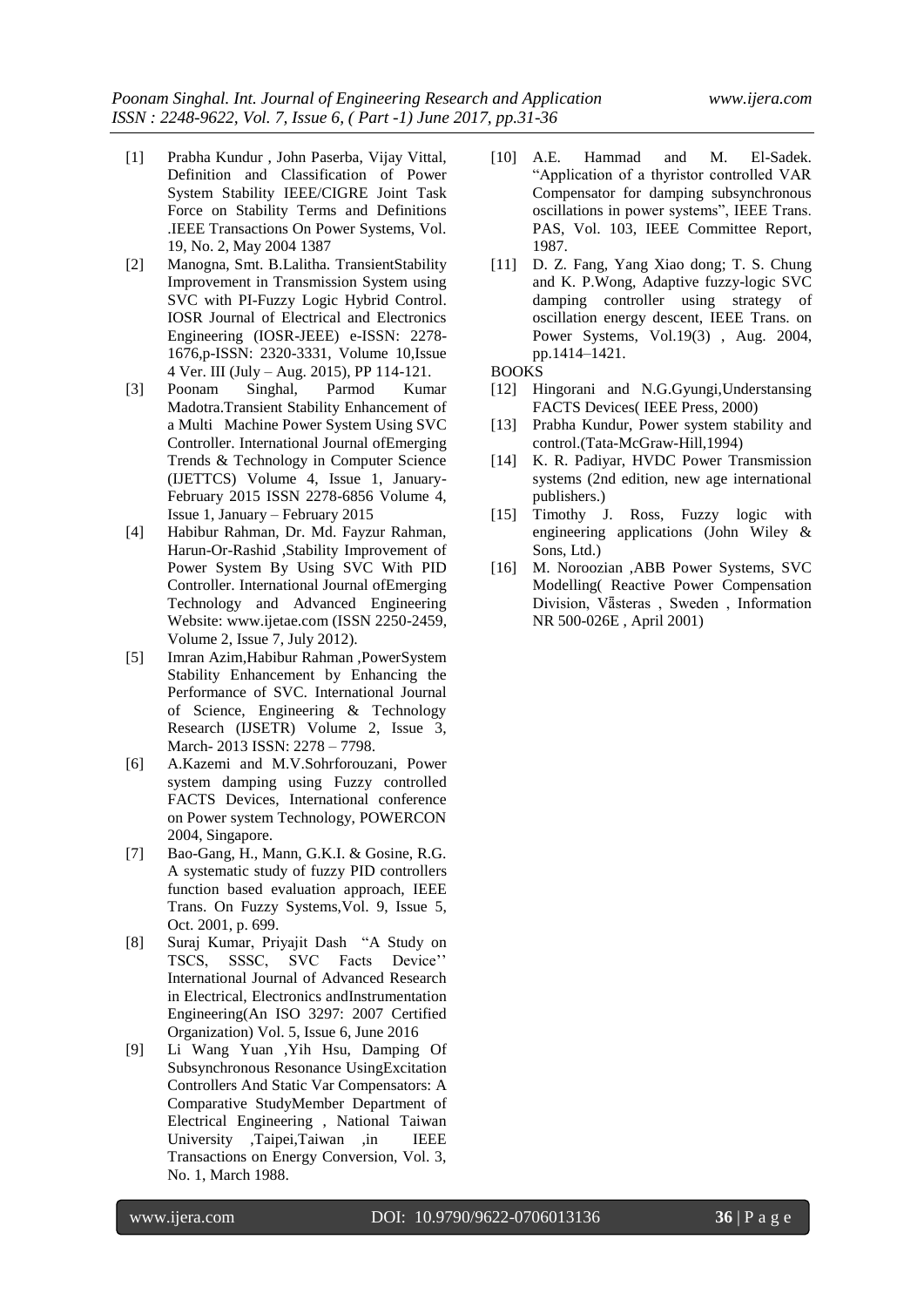[1] Prabha Kundur , John Paserba, Vijay Vittal, Definition and Classification of Power System Stability IEEE/CIGRE Joint Task Force on Stability Terms and Definitions .IEEE Transactions On Power Systems, Vol. 19, No. 2, May 2004 1387

[2] Manogna, Smt. B.Lalitha. TransientStability Improvement in Transmission System using SVC with PI-Fuzzy Logic Hybrid Control. IOSR Journal of Electrical and Electronics Engineering (IOSR-JEEE) e-ISSN: 2278-1676,p-ISSN: 2320-3331, Volume 10,Issue 4 Ver. III (July – Aug. 2015), PP 114-121.

[3] Poonam Singhal, Parmod Kumar Madotra.Transient Stability Enhancement of a Multi Machine Power System Using SVC Controller. International Journal ofEmerging Trends & Technology in Computer Science (IJETTCS) Volume 4, Issue 1, January-February 2015 ISSN 2278-6856 Volume 4, Issue 1, January – February 2015

[4] Habibur Rahman, Dr. Md. Fayzur Rahman, Harun-Or-Rashid ,Stability Improvement of Power System By Using SVC With PID Controller. International Journal ofEmerging Technology and Advanced Engineering Website: www.ijetae.com (ISSN 2250-2459, Volume 2, Issue 7, July 2012).

[5] Imran Azim,Habibur Rahman ,PowerSystem Stability Enhancement by Enhancing the Performance of SVC. International Journal of Science, Engineering & Technology Research (IJSETR) Volume 2, Issue 3, March- 2013 ISSN: 2278 – 7798.

[6] A.Kazemi and M.V.Sohrforouzani, Power system damping using Fuzzy controlled FACTS Devices, International conference on Power system Technology, POWERCON 2004, Singapore.

[7] Bao-Gang, H., Mann, G.K.I. & Gosine, R.G. A systematic study of fuzzy PID controllers function based evaluation approach, IEEE Trans. On Fuzzy Systems,Vol. 9, Issue 5, Oct. 2001, p. 699.

[8] Suraj Kumar, Priyajit Dash "A Study on TSCS, SSSC, SVC Facts Device'' International Journal of Advanced Research in Electrical, Electronics andInstrumentation Engineering(An ISO 3297: 2007 Certified Organization) Vol. 5, Issue 6, June 2016

[9] Li Wang Yuan ,Yih Hsu, Damping Of Subsynchronous Resonance UsingExcitation Controllers And Static Var Compensators: A Comparative StudyMember Department of Electrical Engineering , National Taiwan University ,Taipei,Taiwan ,in IEEE Transactions on Energy Conversion, Vol. 3, No. 1, March 1988.

[10] A.E. Hammad and M. El-Sadek. "Application of a thyristor controlled VAR Compensator for damping subsynchronous oscillations in power systems", IEEE Trans. PAS, Vol. 103, IEEE Committee Report, 1987.

[11] D. Z. Fang, Yang Xiao dong; T. S. Chung and K. P.Wong, Adaptive fuzzy-logic SVC damping controller using strategy of oscillation energy descent, IEEE Trans. on Power Systems, Vol.19(3) , Aug. 2004, pp.1414–1421.

BOOKS

[12] Hingorani and N.G.Gyungi,Understansing FACTS Devices( IEEE Press, 2000)

[13] Prabha Kundur, Power system stability and control.(Tata-McGraw-Hill,1994)

[14] K. R. Padiyar, HVDC Power Transmission systems (2nd edition, new age international publishers.)

[15] Timothy J. Ross, Fuzzy logic with engineering applications (John Wiley & Sons, Ltd.)

[16] M. Noroozian ,ABB Power Systems, SVC Modelling( Reactive Power Compensation Division, Vāsteras , Sweden , Information NR 500-026E , April 2001)